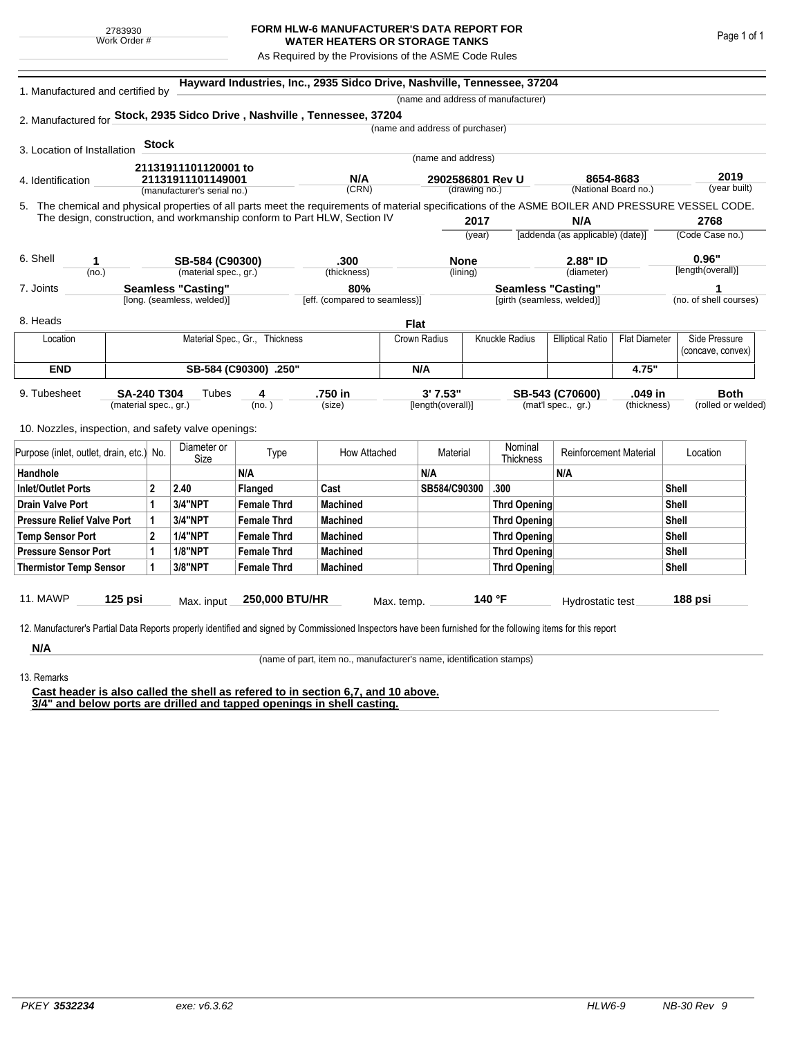2783930
Work Order #

# FORM HLW-6 MANUFACTURER'S DATA REPORT FOR WATER HEATERS OR STORAGE TANKS

As Required by the Provisions of the ASME Code Rules

1. Manufactured and certified by **Hayward Industries, Inc., 2935 Sidco Drive, Nashville, Tennessee, 37204**
(name and address of manufacturer)

2. Manufactured for **Stock, 2935 Sidco Drive , Nashville , Tennessee, 37204**
(name and address of purchaser)

3. Location of Installation **Stock**
(name and address)

4. Identification **21131911101120001 to 21131911101149001** (manufacturer's serial no.) **N/A** (CRN) **2902586801 Rev U** (drawing no.) **8654-8683** (National Board no.) **2019** (year built)

5. The chemical and physical properties of all parts meet the requirements of material specifications of the ASME BOILER AND PRESSURE VESSEL CODE. The design, construction, and workmanship conform to Part HLW, Section IV **2017** (year) **N/A** [addenda (as applicable) (date)] **2768** (Code Case no.)

6. Shell **1** (no.) **SB-584 (C90300)** (material spec., gr.) **.300** (thickness) **None** (lining) **2.88" ID** (diameter) **0.96"** [length(overall)]

7. Joints **Seamless "Casting"** [long. (seamless, welded)] **80%** [eff. (compared to seamless)] **Seamless "Casting"** [girth (seamless, welded)] **1** (no. of shell courses)

8. Heads **Flat**

| Location | Material Spec., Gr., Thickness | Crown Radius | Knuckle Radius | Elliptical Ratio | Flat Diameter | Side Pressure (concave, convex) |
|---|---|---|---|---|---|---|
| **END** | **SB-584 (C90300) .250"** | **N/A** | | | **4.75"** | |

9. Tubesheet **SA-240 T304** (material spec., gr.) Tubes **4** (no.) **.750 in** (size) **3' 7.53"** [length(overall)] **SB-543 (C70600)** (mat'l spec., gr.) **.049 in** (thickness) **Both** (rolled or welded)

10. Nozzles, inspection, and safety valve openings:

| Purpose (inlet, outlet, drain, etc.) | No. | Diameter or Size | Type | How Attached | Material | Nominal Thickness | Reinforcement Material | Location |
|---|---|---|---|---|---|---|---|---|
| **Handhole** | | | **N/A** | | **N/A** | | **N/A** | |
| **Inlet/Outlet Ports** | **2** | **2.40** | **Flanged** | **Cast** | **SB584/C90300** | **.300** | | **Shell** |
| **Drain Valve Port** | **1** | **3/4"NPT** | **Female Thrd** | **Machined** | | **Thrd Opening** | | **Shell** |
| **Pressure Relief Valve Port** | **1** | **3/4"NPT** | **Female Thrd** | **Machined** | | **Thrd Opening** | | **Shell** |
| **Temp Sensor Port** | **2** | **1/4"NPT** | **Female Thrd** | **Machined** | | **Thrd Opening** | | **Shell** |
| **Pressure Sensor Port** | **1** | **1/8"NPT** | **Female Thrd** | **Machined** | | **Thrd Opening** | | **Shell** |
| **Thermistor Temp Sensor** | **1** | **3/8"NPT** | **Female Thrd** | **Machined** | | **Thrd Opening** | | **Shell** |

11. MAWP **125 psi** Max. input **250,000 BTU/HR** Max. temp. **140 °F** Hydrostatic test **188 psi**

12. Manufacturer's Partial Data Reports properly identified and signed by Commissioned Inspectors have been furnished for the following items for this report

**N/A**
(name of part, item no., manufacturer's name, identification stamps)

13. Remarks

**Cast header is also called the shell as refered to in section 6,7, and 10 above.**
**3/4" and below ports are drilled and tapped openings in shell casting.**

PKEY **3532234** exe: v6.3.62 HLW6-9 NB-30 Rev 9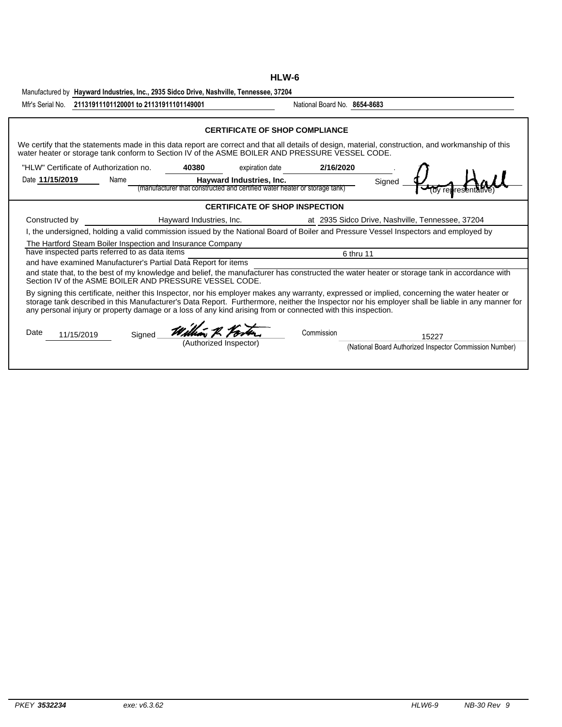# HLW-6

Manufactured by **Hayward Industries, Inc., 2935 Sidco Drive, Nashville, Tennessee, 37204**

Mfr's Serial No. **21131911101120001 to 21131911101149001** National Board No. **8654-8683**

## CERTIFICATE OF SHOP COMPLIANCE

We certify that the statements made in this data report are correct and that all details of design, material, construction, and workmanship of this water heater or storage tank conform to Section IV of the ASME BOILER AND PRESSURE VESSEL CODE.

"HLW" Certificate of Authorization no. **40380** expiration date **2/16/2020** .

Date **11/15/2019** Name **Hayward Industries, Inc.** (manufacturer that constructed and certified water heater or storage tank) Signed Perry Hall (by representative)

## CERTIFICATE OF SHOP INSPECTION

Constructed by Hayward Industries, Inc. at 2935 Sidco Drive, Nashville, Tennessee, 37204

I, the undersigned, holding a valid commission issued by the National Board of Boiler and Pressure Vessel Inspectors and employed by The Hartford Steam Boiler Inspection and Insurance Company

have inspected parts referred to as data items 6 thru 11

and have examined Manufacturer's Partial Data Report for items

and state that, to the best of my knowledge and belief, the manufacturer has constructed the water heater or storage tank in accordance with Section IV of the ASME BOILER AND PRESSURE VESSEL CODE.

By signing this certificate, neither this Inspector, nor his employer makes any warranty, expressed or implied, concerning the water heater or storage tank described in this Manufacturer's Data Report. Furthermore, neither the Inspector nor his employer shall be liable in any manner for any personal injury or property damage or a loss of any kind arising from or connected with this inspection.

Date 11/15/2019 Signed William R. Foster (Authorized Inspector) Commission 15227 (National Board Authorized Inspector Commission Number)

*PKEY* ***3532234*** *exe: v6.3.62* *HLW6-9* *NB-30 Rev 9*